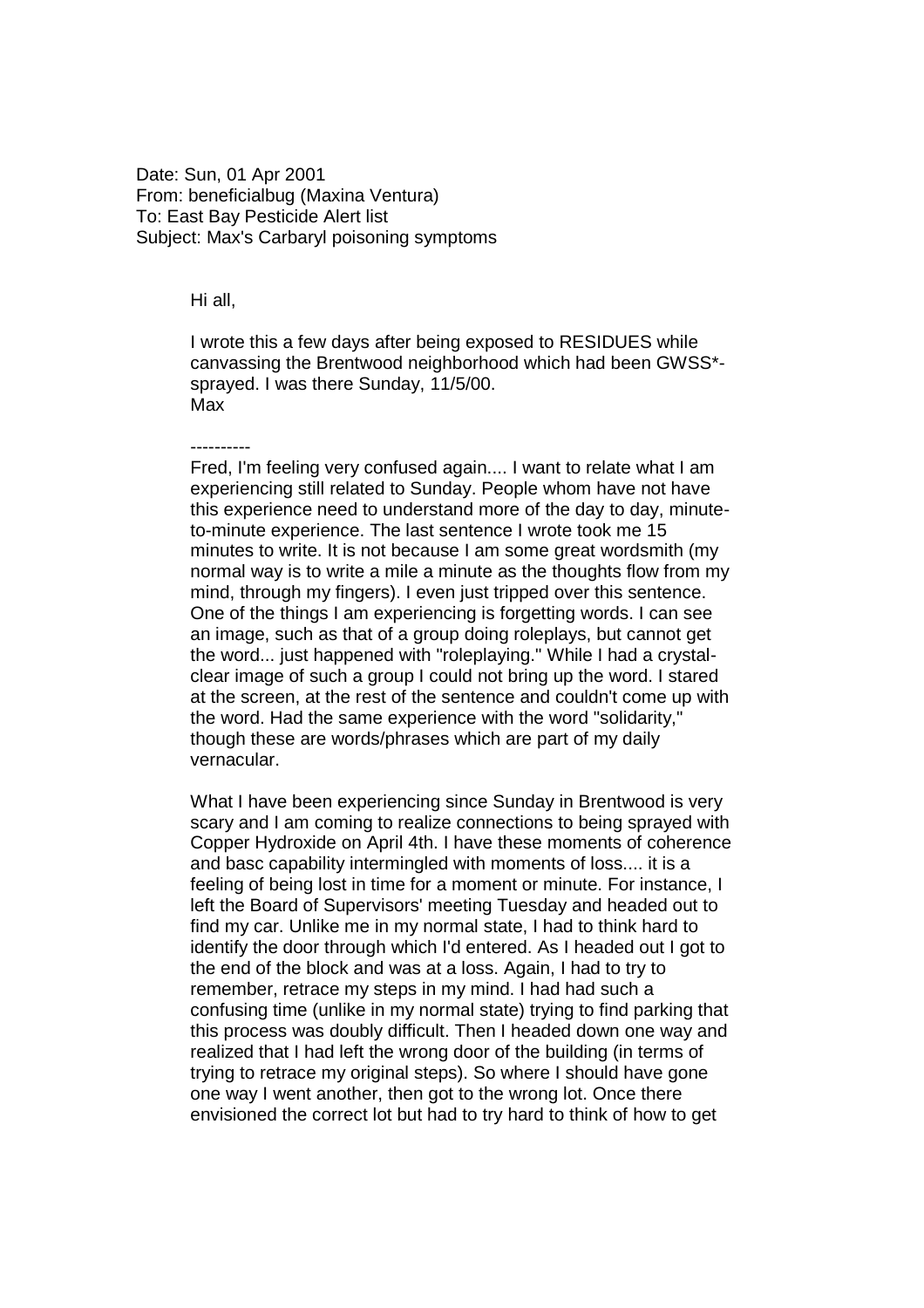Date: Sun, 01 Apr 2001
From: beneficialbug (Maxina Ventura)
To: East Bay Pesticide Alert list
Subject: Max's Carbaryl poisoning symptoms

Hi all,

I wrote this a few days after being exposed to RESIDUES while canvassing the Brentwood neighborhood which had been GWSS*-sprayed. I was there Sunday, 11/5/00.
Max

----------

Fred, I'm feeling very confused again.... I want to relate what I am experiencing still related to Sunday. People whom have not have this experience need to understand more of the day to day, minute-to-minute experience. The last sentence I wrote took me 15 minutes to write. It is not because I am some great wordsmith (my normal way is to write a mile a minute as the thoughts flow from my mind, through my fingers). I even just tripped over this sentence. One of the things I am experiencing is forgetting words. I can see an image, such as that of a group doing roleplays, but cannot get the word... just happened with "roleplaying." While I had a crystal-clear image of such a group I could not bring up the word. I stared at the screen, at the rest of the sentence and couldn't come up with the word. Had the same experience with the word "solidarity," though these are words/phrases which are part of my daily vernacular.

What I have been experiencing since Sunday in Brentwood is very scary and I am coming to realize connections to being sprayed with Copper Hydroxide on April 4th. I have these moments of coherence and basc capability intermingled with moments of loss.... it is a feeling of being lost in time for a moment or minute. For instance, I left the Board of Supervisors' meeting Tuesday and headed out to find my car. Unlike me in my normal state, I had to think hard to identify the door through which I'd entered. As I headed out I got to the end of the block and was at a loss. Again, I had to try to remember, retrace my steps in my mind. I had had such a confusing time (unlike in my normal state) trying to find parking that this process was doubly difficult. Then I headed down one way and realized that I had left the wrong door of the building (in terms of trying to retrace my original steps). So where I should have gone one way I went another, then got to the wrong lot. Once there envisioned the correct lot but had to try hard to think of how to get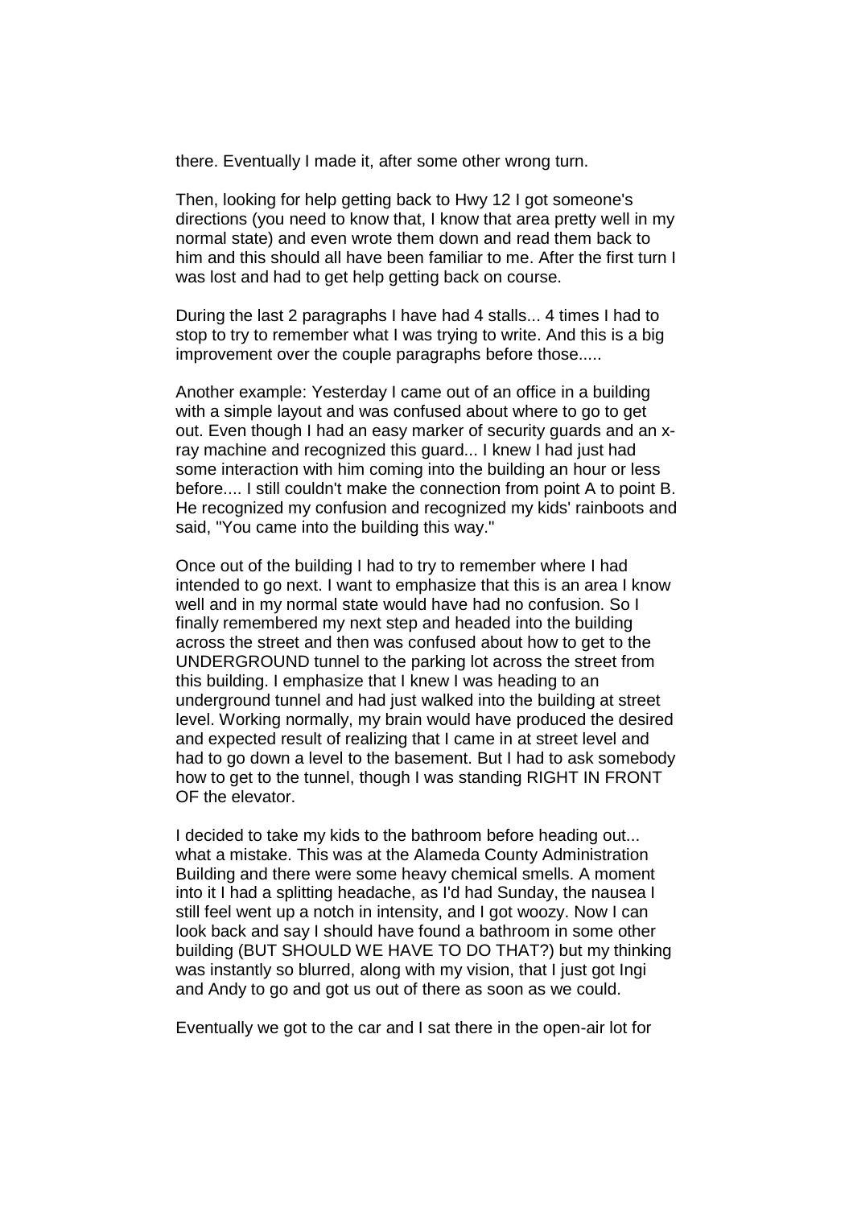there. Eventually I made it, after some other wrong turn.

Then, looking for help getting back to Hwy 12 I got someone's directions (you need to know that, I know that area pretty well in my normal state) and even wrote them down and read them back to him and this should all have been familiar to me. After the first turn I was lost and had to get help getting back on course.

During the last 2 paragraphs I have had 4 stalls... 4 times I had to stop to try to remember what I was trying to write. And this is a big improvement over the couple paragraphs before those.....

Another example: Yesterday I came out of an office in a building with a simple layout and was confused about where to go to get out. Even though I had an easy marker of security guards and an x-ray machine and recognized this guard... I knew I had just had some interaction with him coming into the building an hour or less before.... I still couldn't make the connection from point A to point B. He recognized my confusion and recognized my kids' rainboots and said, "You came into the building this way."

Once out of the building I had to try to remember where I had intended to go next. I want to emphasize that this is an area I know well and in my normal state would have had no confusion. So I finally remembered my next step and headed into the building across the street and then was confused about how to get to the UNDERGROUND tunnel to the parking lot across the street from this building. I emphasize that I knew I was heading to an underground tunnel and had just walked into the building at street level. Working normally, my brain would have produced the desired and expected result of realizing that I came in at street level and had to go down a level to the basement. But I had to ask somebody how to get to the tunnel, though I was standing RIGHT IN FRONT OF the elevator.

I decided to take my kids to the bathroom before heading out... what a mistake. This was at the Alameda County Administration Building and there were some heavy chemical smells. A moment into it I had a splitting headache, as I'd had Sunday, the nausea I still feel went up a notch in intensity, and I got woozy. Now I can look back and say I should have found a bathroom in some other building (BUT SHOULD WE HAVE TO DO THAT?) but my thinking was instantly so blurred, along with my vision, that I just got Ingi and Andy to go and got us out of there as soon as we could.

Eventually we got to the car and I sat there in the open-air lot for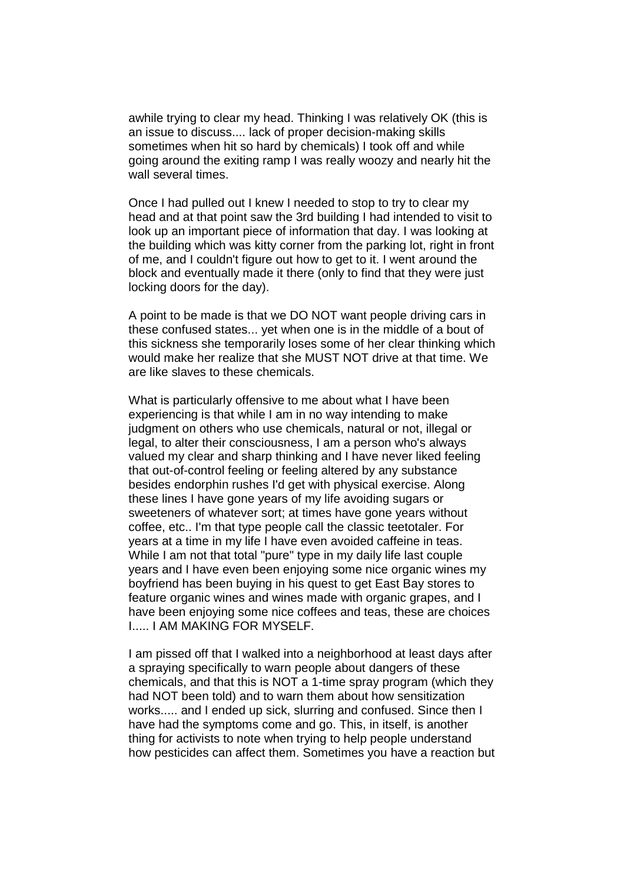awhile trying to clear my head. Thinking I was relatively OK (this is an issue to discuss.... lack of proper decision-making skills sometimes when hit so hard by chemicals) I took off and while going around the exiting ramp I was really woozy and nearly hit the wall several times.

Once I had pulled out I knew I needed to stop to try to clear my head and at that point saw the 3rd building I had intended to visit to look up an important piece of information that day. I was looking at the building which was kitty corner from the parking lot, right in front of me, and I couldn't figure out how to get to it. I went around the block and eventually made it there (only to find that they were just locking doors for the day).

A point to be made is that we DO NOT want people driving cars in these confused states... yet when one is in the middle of a bout of this sickness she temporarily loses some of her clear thinking which would make her realize that she MUST NOT drive at that time. We are like slaves to these chemicals.

What is particularly offensive to me about what I have been experiencing is that while I am in no way intending to make judgment on others who use chemicals, natural or not, illegal or legal, to alter their consciousness, I am a person who's always valued my clear and sharp thinking and I have never liked feeling that out-of-control feeling or feeling altered by any substance besides endorphin rushes I'd get with physical exercise. Along these lines I have gone years of my life avoiding sugars or sweeteners of whatever sort; at times have gone years without coffee, etc.. I'm that type people call the classic teetotaler. For years at a time in my life I have even avoided caffeine in teas. While I am not that total "pure" type in my daily life last couple years and I have even been enjoying some nice organic wines my boyfriend has been buying in his quest to get East Bay stores to feature organic wines and wines made with organic grapes, and I have been enjoying some nice coffees and teas, these are choices I..... I AM MAKING FOR MYSELF.

I am pissed off that I walked into a neighborhood at least days after a spraying specifically to warn people about dangers of these chemicals, and that this is NOT a 1-time spray program (which they had NOT been told) and to warn them about how sensitization works..... and I ended up sick, slurring and confused. Since then I have had the symptoms come and go. This, in itself, is another thing for activists to note when trying to help people understand how pesticides can affect them. Sometimes you have a reaction but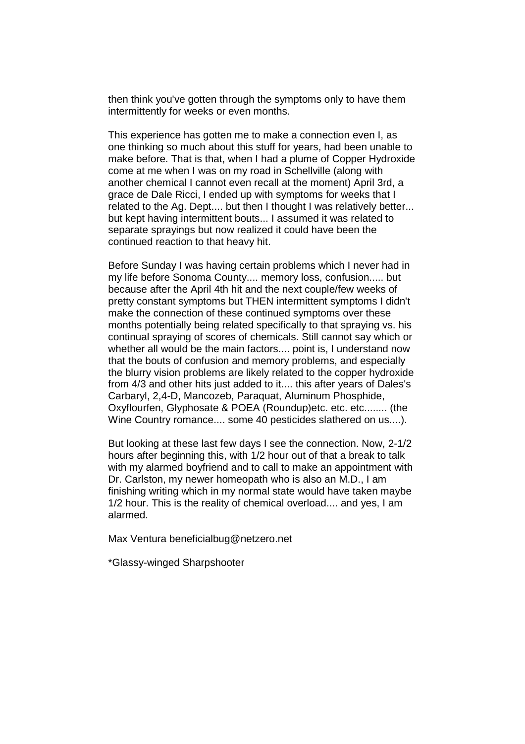then think you've gotten through the symptoms only to have them intermittently for weeks or even months.

This experience has gotten me to make a connection even I, as one thinking so much about this stuff for years, had been unable to make before. That is that, when I had a plume of Copper Hydroxide come at me when I was on my road in Schellville (along with another chemical I cannot even recall at the moment) April 3rd, a grace de Dale Ricci, I ended up with symptoms for weeks that I related to the Ag. Dept.... but then I thought I was relatively better... but kept having intermittent bouts... I assumed it was related to separate sprayings but now realized it could have been the continued reaction to that heavy hit.

Before Sunday I was having certain problems which I never had in my life before Sonoma County.... memory loss, confusion..... but because after the April 4th hit and the next couple/few weeks of pretty constant symptoms but THEN intermittent symptoms I didn't make the connection of these continued symptoms over these months potentially being related specifically to that spraying vs. his continual spraying of scores of chemicals. Still cannot say which or whether all would be the main factors.... point is, I understand now that the bouts of confusion and memory problems, and especially the blurry vision problems are likely related to the copper hydroxide from 4/3 and other hits just added to it.... this after years of Dales's Carbaryl, 2,4-D, Mancozeb, Paraquat, Aluminum Phosphide, Oxyflourfen, Glyphosate & POEA (Roundup)etc. etc. etc........ (the Wine Country romance.... some 40 pesticides slathered on us....).

But looking at these last few days I see the connection. Now, 2-1/2 hours after beginning this, with 1/2 hour out of that a break to talk with my alarmed boyfriend and to call to make an appointment with Dr. Carlston, my newer homeopath who is also an M.D., I am finishing writing which in my normal state would have taken maybe 1/2 hour. This is the reality of chemical overload.... and yes, I am alarmed.

Max Ventura beneficialbug@netzero.net

*Glassy-winged Sharpshooter